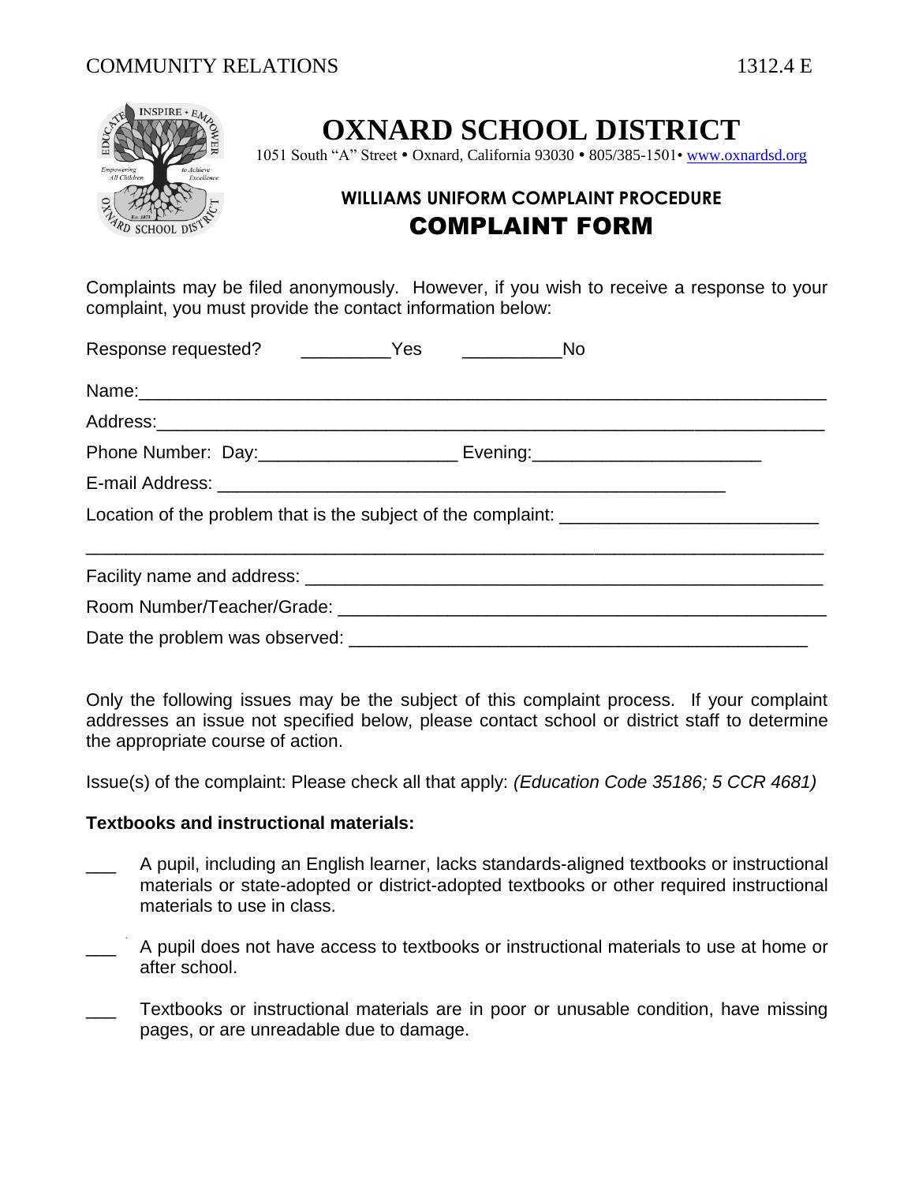# OXNARD SCHOOL DISTRICT

1051 South "A" Street • Oxnard, California 93030 • 805/385-1501• www.oxnardsd.org

## WILLIAMS UNIFORM COMPLAINT PROCEDURE

## COMPLAINT FORM

Complaints may be filed anonymously. However, if you wish to receive a response to your complaint, you must provide the contact information below:

Response requested? _________Yes __________No

Name:___________________________________________________________________

Address:_________________________________________________________________

Phone Number: Day:____________________ Evening:_______________________

E-mail Address: _________________________________________________

Location of the problem that is the subject of the complaint: __________________________

_________________________________________________________________________

Facility name and address: ___________________________________________________

Room Number/Teacher/Grade: _______________________________________________

Date the problem was observed: ______________________________________________

Only the following issues may be the subject of this complaint process. If your complaint addresses an issue not specified below, please contact school or district staff to determine the appropriate course of action.

Issue(s) of the complaint: Please check all that apply: *(Education Code 35186; 5 CCR 4681)*

**Textbooks and instructional materials:**

___ A pupil, including an English learner, lacks standards-aligned textbooks or instructional materials or state-adopted or district-adopted textbooks or other required instructional materials to use in class.

___ A pupil does not have access to textbooks or instructional materials to use at home or after school.

___ Textbooks or instructional materials are in poor or unusable condition, have missing pages, or are unreadable due to damage.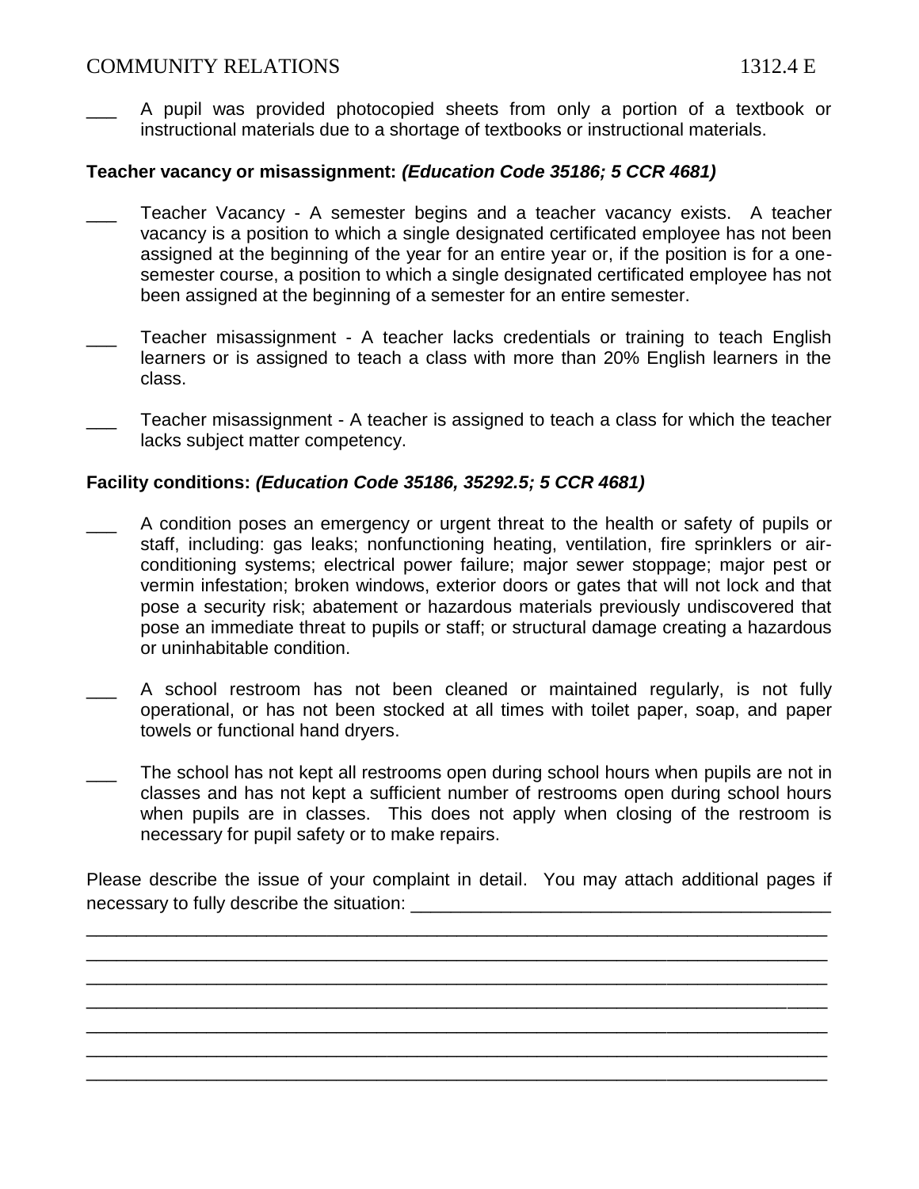___ A pupil was provided photocopied sheets from only a portion of a textbook or instructional materials due to a shortage of textbooks or instructional materials.

**Teacher vacancy or misassignment:** ***(Education Code 35186; 5 CCR 4681)***

___ Teacher Vacancy - A semester begins and a teacher vacancy exists. A teacher vacancy is a position to which a single designated certificated employee has not been assigned at the beginning of the year for an entire year or, if the position is for a one-semester course, a position to which a single designated certificated employee has not been assigned at the beginning of a semester for an entire semester.

___ Teacher misassignment - A teacher lacks credentials or training to teach English learners or is assigned to teach a class with more than 20% English learners in the class.

___ Teacher misassignment - A teacher is assigned to teach a class for which the teacher lacks subject matter competency.

**Facility conditions:** ***(Education Code 35186, 35292.5; 5 CCR 4681)***

___ A condition poses an emergency or urgent threat to the health or safety of pupils or staff, including: gas leaks; nonfunctioning heating, ventilation, fire sprinklers or air-conditioning systems; electrical power failure; major sewer stoppage; major pest or vermin infestation; broken windows, exterior doors or gates that will not lock and that pose a security risk; abatement or hazardous materials previously undiscovered that pose an immediate threat to pupils or staff; or structural damage creating a hazardous or uninhabitable condition.

___ A school restroom has not been cleaned or maintained regularly, is not fully operational, or has not been stocked at all times with toilet paper, soap, and paper towels or functional hand dryers.

___ The school has not kept all restrooms open during school hours when pupils are not in classes and has not kept a sufficient number of restrooms open during school hours when pupils are in classes. This does not apply when closing of the restroom is necessary for pupil safety or to make repairs.

Please describe the issue of your complaint in detail. You may attach additional pages if necessary to fully describe the situation: ________________________________________

______________________________________________________________________________
______________________________________________________________________________
______________________________________________________________________________
______________________________________________________________________________
______________________________________________________________________________
______________________________________________________________________________
______________________________________________________________________________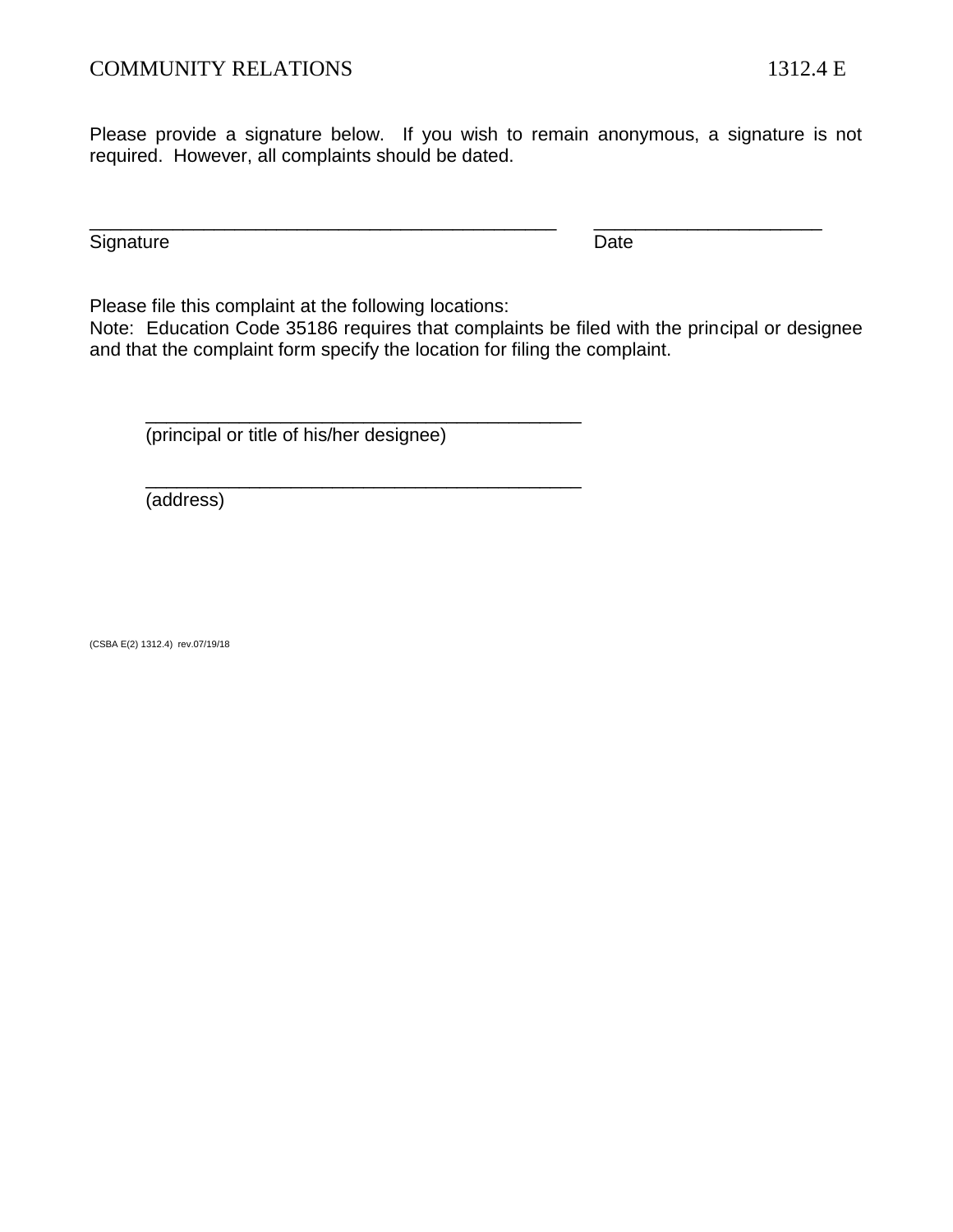Please provide a signature below. If you wish to remain anonymous, a signature is not required. However, all complaints should be dated.

_____________________________________________ _____________________

Signature Date

Please file this complaint at the following locations:

Note: Education Code 35186 requires that complaints be filed with the principal or designee and that the complaint form specify the location for filing the complaint.

__________________________________________

(principal or title of his/her designee)

__________________________________________

(address)

(CSBA E(2) 1312.4) rev.07/19/18